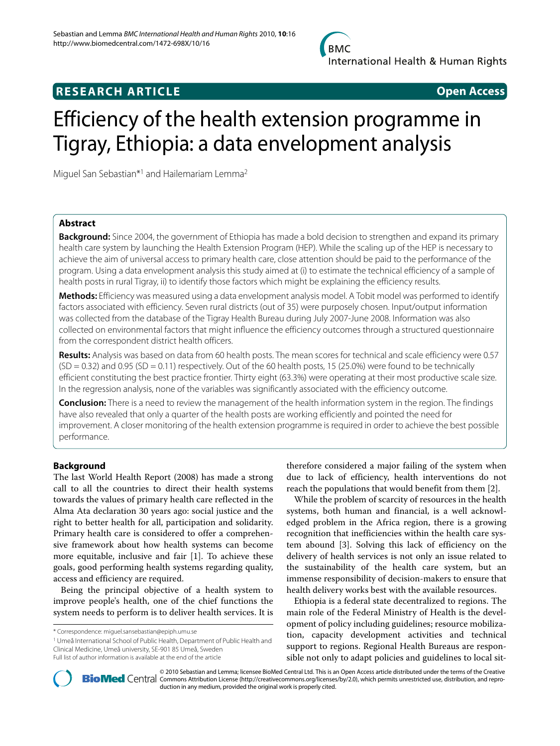**RESEARCH ARTICLE** **Open Access**

# Efficiency of the health extension programme in Tigray, Ethiopia: a data envelopment analysis

Miguel San Sebastian*[1] and Hailemariam Lemma[2]

## Abstract

**Background:** Since 2004, the government of Ethiopia has made a bold decision to strengthen and expand its primary health care system by launching the Health Extension Program (HEP). While the scaling up of the HEP is necessary to achieve the aim of universal access to primary health care, close attention should be paid to the performance of the program. Using a data envelopment analysis this study aimed at (i) to estimate the technical efficiency of a sample of health posts in rural Tigray, ii) to identify those factors which might be explaining the efficiency results.

**Methods:** Efficiency was measured using a data envelopment analysis model. A Tobit model was performed to identify factors associated with efficiency. Seven rural districts (out of 35) were purposely chosen. Input/output information was collected from the database of the Tigray Health Bureau during July 2007-June 2008. Information was also collected on environmental factors that might influence the efficiency outcomes through a structured questionnaire from the correspondent district health officers.

**Results:** Analysis was based on data from 60 health posts. The mean scores for technical and scale efficiency were 0.57 (SD = 0.32) and 0.95 (SD = 0.11) respectively. Out of the 60 health posts, 15 (25.0%) were found to be technically efficient constituting the best practice frontier. Thirty eight (63.3%) were operating at their most productive scale size. In the regression analysis, none of the variables was significantly associated with the efficiency outcome.

**Conclusion:** There is a need to review the management of the health information system in the region. The findings have also revealed that only a quarter of the health posts are working efficiently and pointed the need for improvement. A closer monitoring of the health extension programme is required in order to achieve the best possible performance.

## Background

The last World Health Report (2008) has made a strong call to all the countries to direct their health systems towards the values of primary health care reflected in the Alma Ata declaration 30 years ago: social justice and the right to better health for all, participation and solidarity. Primary health care is considered to offer a comprehensive framework about how health systems can become more equitable, inclusive and fair [1]. To achieve these goals, good performing health systems regarding quality, access and efficiency are required.

Being the principal objective of a health system to improve people's health, one of the chief functions the system needs to perform is to deliver health services. It is therefore considered a major failing of the system when due to lack of efficiency, health interventions do not reach the populations that would benefit from them [2].

While the problem of scarcity of resources in the health systems, both human and financial, is a well acknowledged problem in the Africa region, there is a growing recognition that inefficiencies within the health care system abound [3]. Solving this lack of efficiency on the delivery of health services is not only an issue related to the sustainability of the health care system, but an immense responsibility of decision-makers to ensure that health delivery works best with the available resources.

Ethiopia is a federal state decentralized to regions. The main role of the Federal Ministry of Health is the development of policy including guidelines; resource mobilization, capacity development activities and technical support to regions. Regional Health Bureaus are responsible not only to adapt policies and guidelines to local sit-

\* Correspondence: miguel.sansebastian@epiph.umu.se

[1] Umeå International School of Public Health, Department of Public Health and Clinical Medicine, Umeå university, SE-901 85 Umeå, Sweden

Full list of author information is available at the end of the article

© 2010 Sebastian and Lemma; licensee BioMed Central Ltd. This is an Open Access article distributed under the terms of the Creative Commons Attribution License (http://creativecommons.org/licenses/by/2.0), which permits unrestricted use, distribution, and reproduction in any medium, provided the original work is properly cited.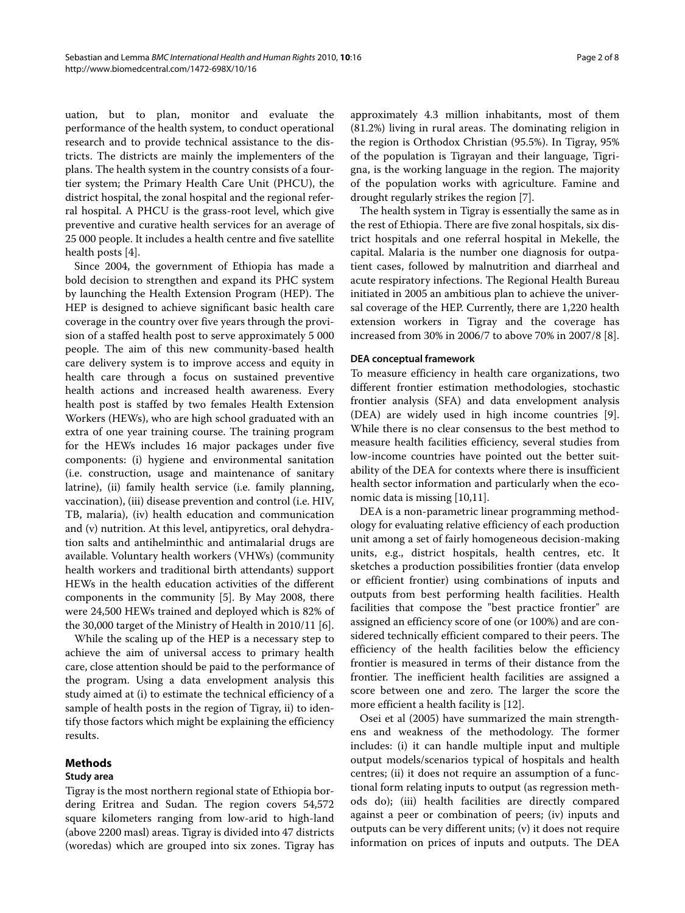uation, but to plan, monitor and evaluate the performance of the health system, to conduct operational research and to provide technical assistance to the districts. The districts are mainly the implementers of the plans. The health system in the country consists of a four-tier system; the Primary Health Care Unit (PHCU), the district hospital, the zonal hospital and the regional referral hospital. A PHCU is the grass-root level, which give preventive and curative health services for an average of 25 000 people. It includes a health centre and five satellite health posts [4].

Since 2004, the government of Ethiopia has made a bold decision to strengthen and expand its PHC system by launching the Health Extension Program (HEP). The HEP is designed to achieve significant basic health care coverage in the country over five years through the provision of a staffed health post to serve approximately 5 000 people. The aim of this new community-based health care delivery system is to improve access and equity in health care through a focus on sustained preventive health actions and increased health awareness. Every health post is staffed by two females Health Extension Workers (HEWs), who are high school graduated with an extra of one year training course. The training program for the HEWs includes 16 major packages under five components: (i) hygiene and environmental sanitation (i.e. construction, usage and maintenance of sanitary latrine), (ii) family health service (i.e. family planning, vaccination), (iii) disease prevention and control (i.e. HIV, TB, malaria), (iv) health education and communication and (v) nutrition. At this level, antipyretics, oral dehydration salts and antihelminthic and antimalarial drugs are available. Voluntary health workers (VHWs) (community health workers and traditional birth attendants) support HEWs in the health education activities of the different components in the community [5]. By May 2008, there were 24,500 HEWs trained and deployed which is 82% of the 30,000 target of the Ministry of Health in 2010/11 [6].

While the scaling up of the HEP is a necessary step to achieve the aim of universal access to primary health care, close attention should be paid to the performance of the program. Using a data envelopment analysis this study aimed at (i) to estimate the technical efficiency of a sample of health posts in the region of Tigray, ii) to identify those factors which might be explaining the efficiency results.

## Methods

### Study area

Tigray is the most northern regional state of Ethiopia bordering Eritrea and Sudan. The region covers 54,572 square kilometers ranging from low-arid to high-land (above 2200 masl) areas. Tigray is divided into 47 districts (woredas) which are grouped into six zones. Tigray has approximately 4.3 million inhabitants, most of them (81.2%) living in rural areas. The dominating religion in the region is Orthodox Christian (95.5%). In Tigray, 95% of the population is Tigrayan and their language, Tigrigna, is the working language in the region. The majority of the population works with agriculture. Famine and drought regularly strikes the region [7].

The health system in Tigray is essentially the same as in the rest of Ethiopia. There are five zonal hospitals, six district hospitals and one referral hospital in Mekelle, the capital. Malaria is the number one diagnosis for outpatient cases, followed by malnutrition and diarrheal and acute respiratory infections. The Regional Health Bureau initiated in 2005 an ambitious plan to achieve the universal coverage of the HEP. Currently, there are 1,220 health extension workers in Tigray and the coverage has increased from 30% in 2006/7 to above 70% in 2007/8 [8].

### DEA conceptual framework

To measure efficiency in health care organizations, two different frontier estimation methodologies, stochastic frontier analysis (SFA) and data envelopment analysis (DEA) are widely used in high income countries [9]. While there is no clear consensus to the best method to measure health facilities efficiency, several studies from low-income countries have pointed out the better suitability of the DEA for contexts where there is insufficient health sector information and particularly when the economic data is missing [10,11].

DEA is a non-parametric linear programming methodology for evaluating relative efficiency of each production unit among a set of fairly homogeneous decision-making units, e.g., district hospitals, health centres, etc. It sketches a production possibilities frontier (data envelop or efficient frontier) using combinations of inputs and outputs from best performing health facilities. Health facilities that compose the "best practice frontier" are assigned an efficiency score of one (or 100%) and are considered technically efficient compared to their peers. The efficiency of the health facilities below the efficiency frontier is measured in terms of their distance from the frontier. The inefficient health facilities are assigned a score between one and zero. The larger the score the more efficient a health facility is [12].

Osei et al (2005) have summarized the main strengthens and weakness of the methodology. The former includes: (i) it can handle multiple input and multiple output models/scenarios typical of hospitals and health centres; (ii) it does not require an assumption of a functional form relating inputs to output (as regression methods do); (iii) health facilities are directly compared against a peer or combination of peers; (iv) inputs and outputs can be very different units; (v) it does not require information on prices of inputs and outputs. The DEA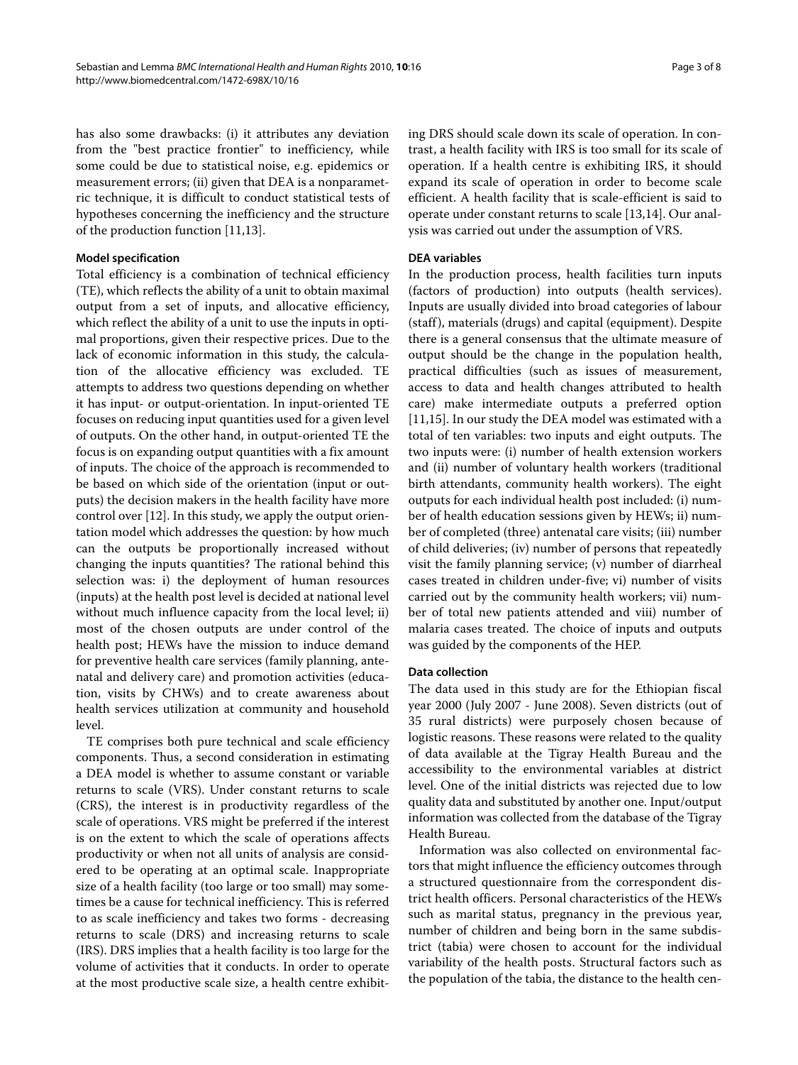has also some drawbacks: (i) it attributes any deviation from the "best practice frontier" to inefficiency, while some could be due to statistical noise, e.g. epidemics or measurement errors; (ii) given that DEA is a nonparametric technique, it is difficult to conduct statistical tests of hypotheses concerning the inefficiency and the structure of the production function [11,13].

### Model specification

Total efficiency is a combination of technical efficiency (TE), which reflects the ability of a unit to obtain maximal output from a set of inputs, and allocative efficiency, which reflect the ability of a unit to use the inputs in optimal proportions, given their respective prices. Due to the lack of economic information in this study, the calculation of the allocative efficiency was excluded. TE attempts to address two questions depending on whether it has input- or output-orientation. In input-oriented TE focuses on reducing input quantities used for a given level of outputs. On the other hand, in output-oriented TE the focus is on expanding output quantities with a fix amount of inputs. The choice of the approach is recommended to be based on which side of the orientation (input or outputs) the decision makers in the health facility have more control over [12]. In this study, we apply the output orientation model which addresses the question: by how much can the outputs be proportionally increased without changing the inputs quantities? The rational behind this selection was: i) the deployment of human resources (inputs) at the health post level is decided at national level without much influence capacity from the local level; ii) most of the chosen outputs are under control of the health post; HEWs have the mission to induce demand for preventive health care services (family planning, antenatal and delivery care) and promotion activities (education, visits by CHWs) and to create awareness about health services utilization at community and household level.

TE comprises both pure technical and scale efficiency components. Thus, a second consideration in estimating a DEA model is whether to assume constant or variable returns to scale (VRS). Under constant returns to scale (CRS), the interest is in productivity regardless of the scale of operations. VRS might be preferred if the interest is on the extent to which the scale of operations affects productivity or when not all units of analysis are considered to be operating at an optimal scale. Inappropriate size of a health facility (too large or too small) may sometimes be a cause for technical inefficiency. This is referred to as scale inefficiency and takes two forms - decreasing returns to scale (DRS) and increasing returns to scale (IRS). DRS implies that a health facility is too large for the volume of activities that it conducts. In order to operate at the most productive scale size, a health centre exhibiting DRS should scale down its scale of operation. In contrast, a health facility with IRS is too small for its scale of operation. If a health centre is exhibiting IRS, it should expand its scale of operation in order to become scale efficient. A health facility that is scale-efficient is said to operate under constant returns to scale [13,14]. Our analysis was carried out under the assumption of VRS.

### DEA variables

In the production process, health facilities turn inputs (factors of production) into outputs (health services). Inputs are usually divided into broad categories of labour (staff), materials (drugs) and capital (equipment). Despite there is a general consensus that the ultimate measure of output should be the change in the population health, practical difficulties (such as issues of measurement, access to data and health changes attributed to health care) make intermediate outputs a preferred option [11,15]. In our study the DEA model was estimated with a total of ten variables: two inputs and eight outputs. The two inputs were: (i) number of health extension workers and (ii) number of voluntary health workers (traditional birth attendants, community health workers). The eight outputs for each individual health post included: (i) number of health education sessions given by HEWs; ii) number of completed (three) antenatal care visits; (iii) number of child deliveries; (iv) number of persons that repeatedly visit the family planning service; (v) number of diarrheal cases treated in children under-five; vi) number of visits carried out by the community health workers; vii) number of total new patients attended and viii) number of malaria cases treated. The choice of inputs and outputs was guided by the components of the HEP.

### Data collection

The data used in this study are for the Ethiopian fiscal year 2000 (July 2007 - June 2008). Seven districts (out of 35 rural districts) were purposely chosen because of logistic reasons. These reasons were related to the quality of data available at the Tigray Health Bureau and the accessibility to the environmental variables at district level. One of the initial districts was rejected due to low quality data and substituted by another one. Input/output information was collected from the database of the Tigray Health Bureau.

Information was also collected on environmental factors that might influence the efficiency outcomes through a structured questionnaire from the correspondent district health officers. Personal characteristics of the HEWs such as marital status, pregnancy in the previous year, number of children and being born in the same subdistrict (tabia) were chosen to account for the individual variability of the health posts. Structural factors such as the population of the tabia, the distance to the health cen-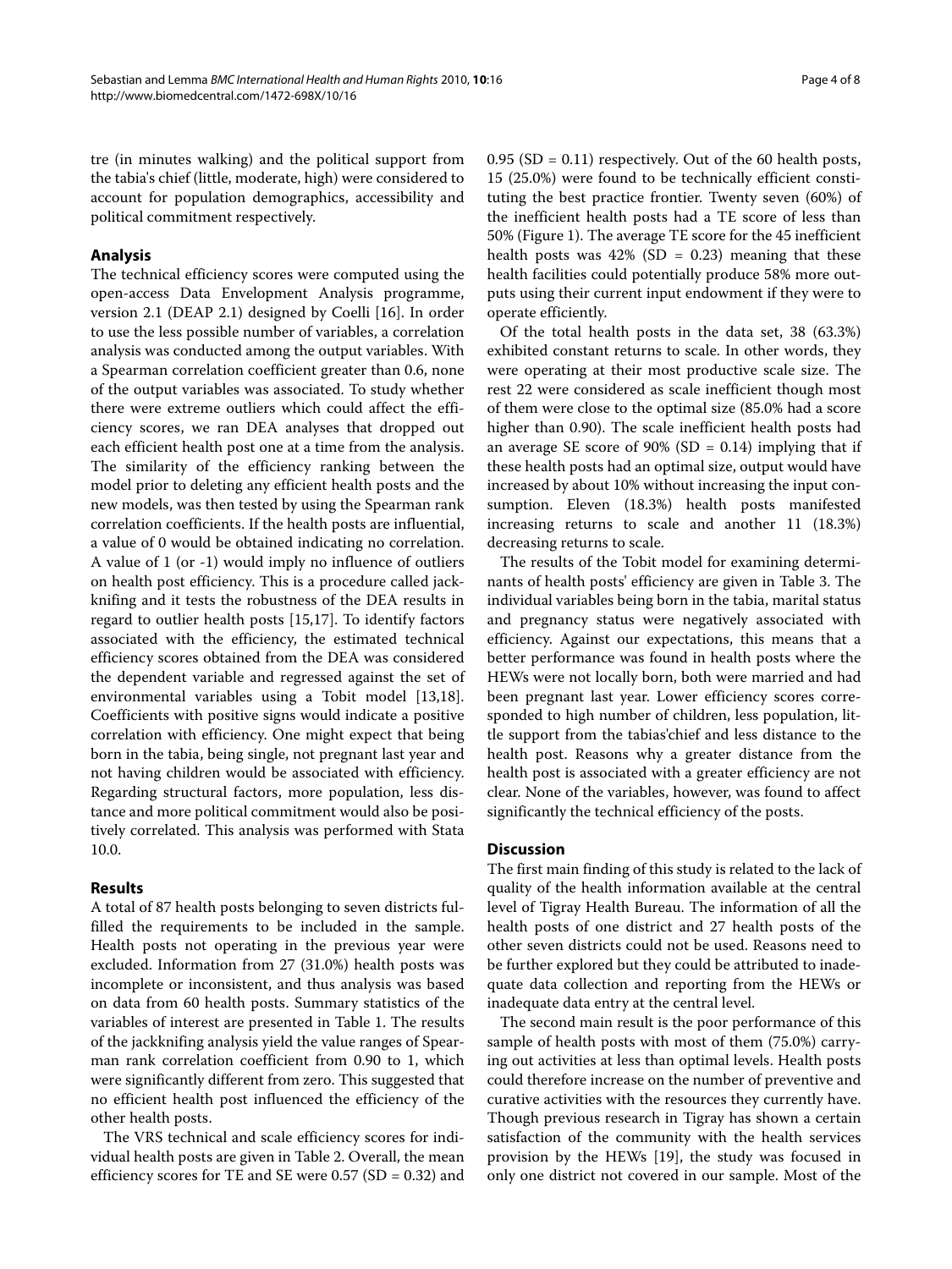tre (in minutes walking) and the political support from the tabia's chief (little, moderate, high) were considered to account for population demographics, accessibility and political commitment respectively.

## Analysis

The technical efficiency scores were computed using the open-access Data Envelopment Analysis programme, version 2.1 (DEAP 2.1) designed by Coelli [16]. In order to use the less possible number of variables, a correlation analysis was conducted among the output variables. With a Spearman correlation coefficient greater than 0.6, none of the output variables was associated. To study whether there were extreme outliers which could affect the efficiency scores, we ran DEA analyses that dropped out each efficient health post one at a time from the analysis. The similarity of the efficiency ranking between the model prior to deleting any efficient health posts and the new models, was then tested by using the Spearman rank correlation coefficients. If the health posts are influential, a value of 0 would be obtained indicating no correlation. A value of 1 (or -1) would imply no influence of outliers on health post efficiency. This is a procedure called jackknifing and it tests the robustness of the DEA results in regard to outlier health posts [15,17]. To identify factors associated with the efficiency, the estimated technical efficiency scores obtained from the DEA was considered the dependent variable and regressed against the set of environmental variables using a Tobit model [13,18]. Coefficients with positive signs would indicate a positive correlation with efficiency. One might expect that being born in the tabia, being single, not pregnant last year and not having children would be associated with efficiency. Regarding structural factors, more population, less distance and more political commitment would also be positively correlated. This analysis was performed with Stata 10.0.

## Results

A total of 87 health posts belonging to seven districts fulfilled the requirements to be included in the sample. Health posts not operating in the previous year were excluded. Information from 27 (31.0%) health posts was incomplete or inconsistent, and thus analysis was based on data from 60 health posts. Summary statistics of the variables of interest are presented in Table 1. The results of the jackknifing analysis yield the value ranges of Spearman rank correlation coefficient from 0.90 to 1, which were significantly different from zero. This suggested that no efficient health post influenced the efficiency of the other health posts.

The VRS technical and scale efficiency scores for individual health posts are given in Table 2. Overall, the mean efficiency scores for TE and SE were 0.57 (SD = 0.32) and 0.95 (SD = 0.11) respectively. Out of the 60 health posts, 15 (25.0%) were found to be technically efficient constituting the best practice frontier. Twenty seven (60%) of the inefficient health posts had a TE score of less than 50% (Figure 1). The average TE score for the 45 inefficient health posts was 42% (SD = 0.23) meaning that these health facilities could potentially produce 58% more outputs using their current input endowment if they were to operate efficiently.

Of the total health posts in the data set, 38 (63.3%) exhibited constant returns to scale. In other words, they were operating at their most productive scale size. The rest 22 were considered as scale inefficient though most of them were close to the optimal size (85.0% had a score higher than 0.90). The scale inefficient health posts had an average SE score of 90% (SD = 0.14) implying that if these health posts had an optimal size, output would have increased by about 10% without increasing the input consumption. Eleven (18.3%) health posts manifested increasing returns to scale and another 11 (18.3%) decreasing returns to scale.

The results of the Tobit model for examining determinants of health posts' efficiency are given in Table 3. The individual variables being born in the tabia, marital status and pregnancy status were negatively associated with efficiency. Against our expectations, this means that a better performance was found in health posts where the HEWs were not locally born, both were married and had been pregnant last year. Lower efficiency scores corresponded to high number of children, less population, little support from the tabias'chief and less distance to the health post. Reasons why a greater distance from the health post is associated with a greater efficiency are not clear. None of the variables, however, was found to affect significantly the technical efficiency of the posts.

## Discussion

The first main finding of this study is related to the lack of quality of the health information available at the central level of Tigray Health Bureau. The information of all the health posts of one district and 27 health posts of the other seven districts could not be used. Reasons need to be further explored but they could be attributed to inadequate data collection and reporting from the HEWs or inadequate data entry at the central level.

The second main result is the poor performance of this sample of health posts with most of them (75.0%) carrying out activities at less than optimal levels. Health posts could therefore increase on the number of preventive and curative activities with the resources they currently have. Though previous research in Tigray has shown a certain satisfaction of the community with the health services provision by the HEWs [19], the study was focused in only one district not covered in our sample. Most of the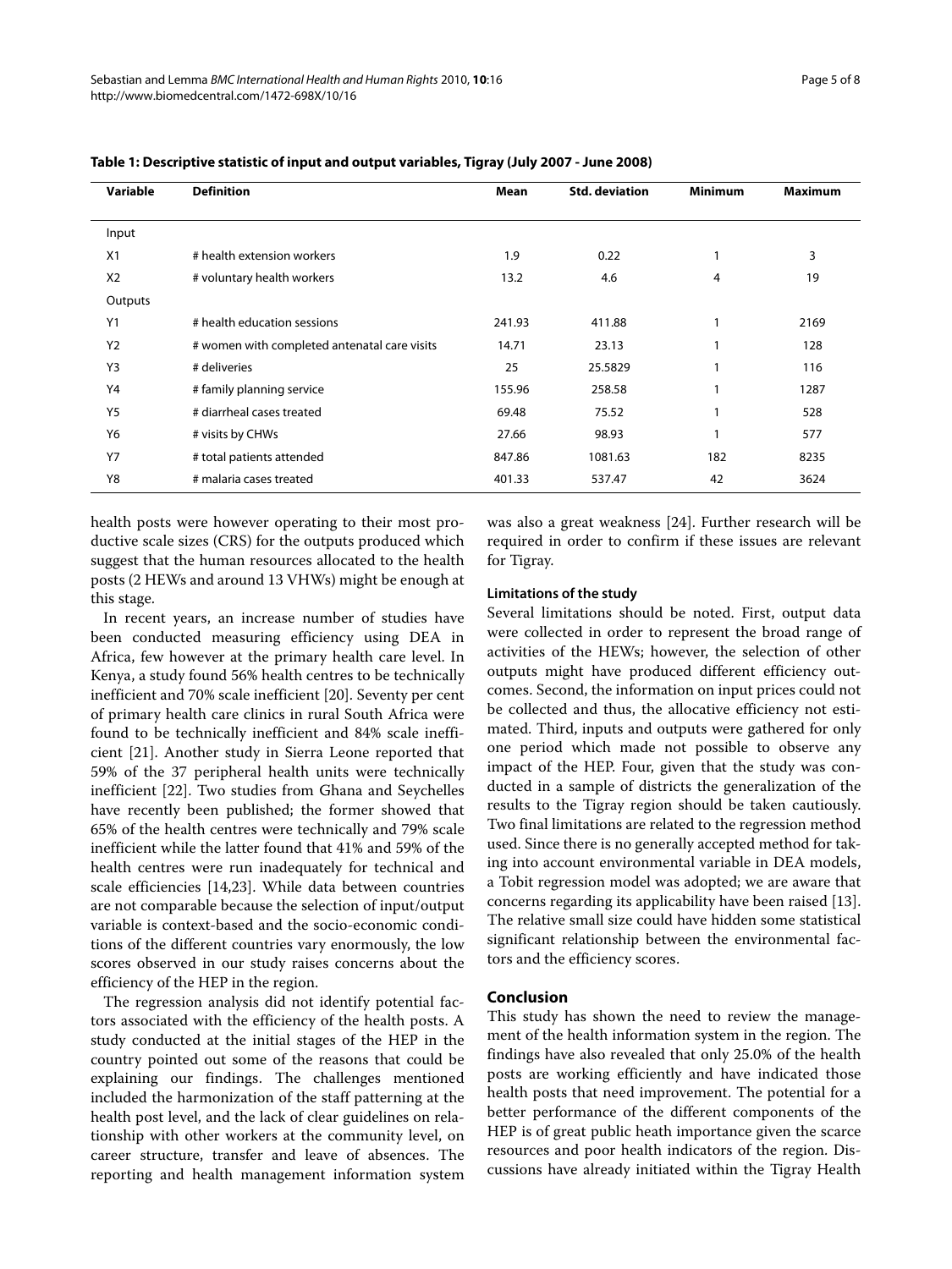**Table 1: Descriptive statistic of input and output variables, Tigray (July 2007 - June 2008)**

| Variable | Definition | Mean | Std. deviation | Minimum | Maximum |
|---|---|---|---|---|---|
| Input | | | | | |
| X1 | # health extension workers | 1.9 | 0.22 | 1 | 3 |
| X2 | # voluntary health workers | 13.2 | 4.6 | 4 | 19 |
| Outputs | | | | | |
| Y1 | # health education sessions | 241.93 | 411.88 | 1 | 2169 |
| Y2 | # women with completed antenatal care visits | 14.71 | 23.13 | 1 | 128 |
| Y3 | # deliveries | 25 | 25.5829 | 1 | 116 |
| Y4 | # family planning service | 155.96 | 258.58 | 1 | 1287 |
| Y5 | # diarrheal cases treated | 69.48 | 75.52 | 1 | 528 |
| Y6 | # visits by CHWs | 27.66 | 98.93 | 1 | 577 |
| Y7 | # total patients attended | 847.86 | 1081.63 | 182 | 8235 |
| Y8 | # malaria cases treated | 401.33 | 537.47 | 42 | 3624 |

health posts were however operating to their most productive scale sizes (CRS) for the outputs produced which suggest that the human resources allocated to the health posts (2 HEWs and around 13 VHWs) might be enough at this stage.

In recent years, an increase number of studies have been conducted measuring efficiency using DEA in Africa, few however at the primary health care level. In Kenya, a study found 56% health centres to be technically inefficient and 70% scale inefficient [20]. Seventy per cent of primary health care clinics in rural South Africa were found to be technically inefficient and 84% scale inefficient [21]. Another study in Sierra Leone reported that 59% of the 37 peripheral health units were technically inefficient [22]. Two studies from Ghana and Seychelles have recently been published; the former showed that 65% of the health centres were technically and 79% scale inefficient while the latter found that 41% and 59% of the health centres were run inadequately for technical and scale efficiencies [14,23]. While data between countries are not comparable because the selection of input/output variable is context-based and the socio-economic conditions of the different countries vary enormously, the low scores observed in our study raises concerns about the efficiency of the HEP in the region.

The regression analysis did not identify potential factors associated with the efficiency of the health posts. A study conducted at the initial stages of the HEP in the country pointed out some of the reasons that could be explaining our findings. The challenges mentioned included the harmonization of the staff patterning at the health post level, and the lack of clear guidelines on relationship with other workers at the community level, on career structure, transfer and leave of absences. The reporting and health management information system was also a great weakness [24]. Further research will be required in order to confirm if these issues are relevant for Tigray.

### Limitations of the study

Several limitations should be noted. First, output data were collected in order to represent the broad range of activities of the HEWs; however, the selection of other outputs might have produced different efficiency outcomes. Second, the information on input prices could not be collected and thus, the allocative efficiency not estimated. Third, inputs and outputs were gathered for only one period which made not possible to observe any impact of the HEP. Four, given that the study was conducted in a sample of districts the generalization of the results to the Tigray region should be taken cautiously. Two final limitations are related to the regression method used. Since there is no generally accepted method for taking into account environmental variable in DEA models, a Tobit regression model was adopted; we are aware that concerns regarding its applicability have been raised [13]. The relative small size could have hidden some statistical significant relationship between the environmental factors and the efficiency scores.

## Conclusion

This study has shown the need to review the management of the health information system in the region. The findings have also revealed that only 25.0% of the health posts are working efficiently and have indicated those health posts that need improvement. The potential for a better performance of the different components of the HEP is of great public heath importance given the scarce resources and poor health indicators of the region. Discussions have already initiated within the Tigray Health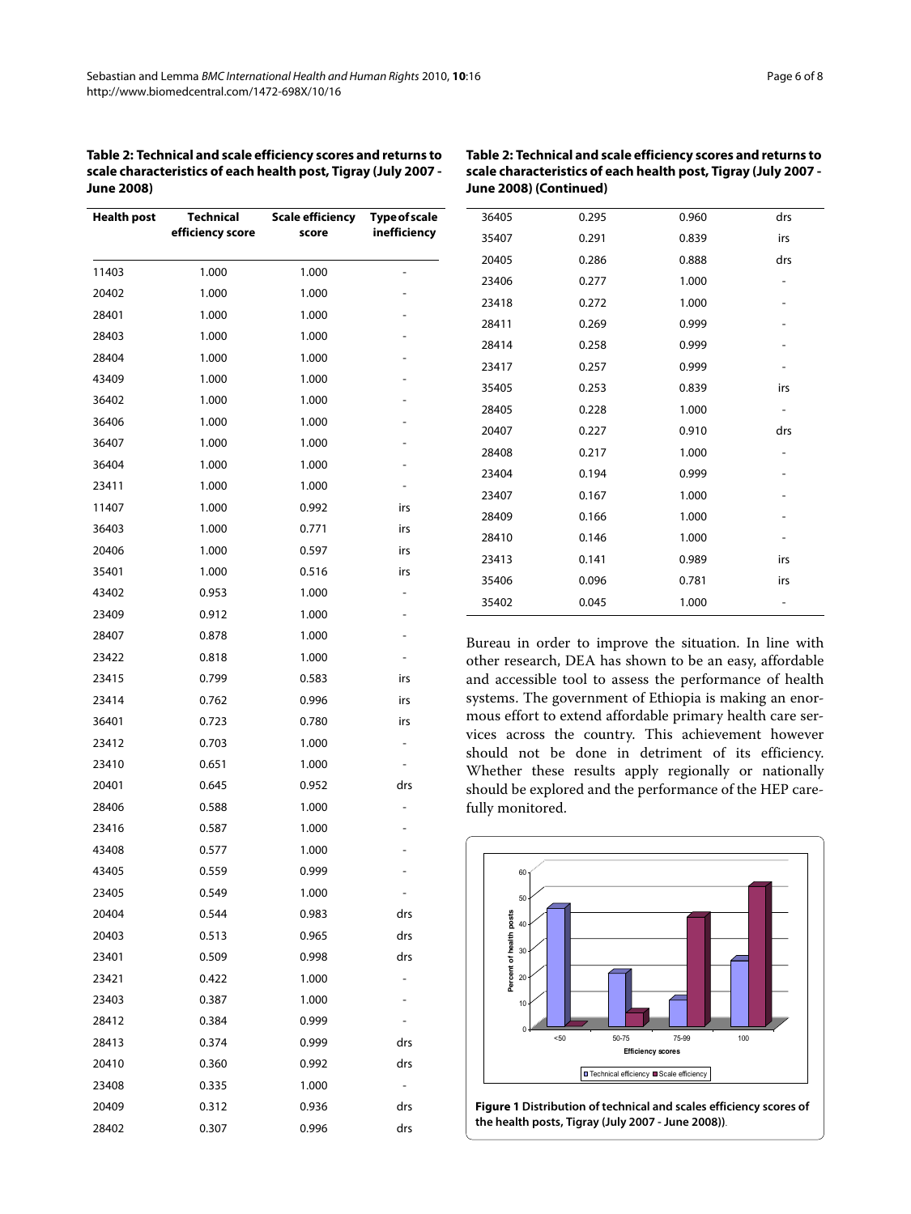**Table 2: Technical and scale efficiency scores and returns to scale characteristics of each health post, Tigray (July 2007 - June 2008)**

| Health post | Technical efficiency score | Scale efficiency score | Type of scale inefficiency |
|---|---|---|---|
| 11403 | 1.000 | 1.000 | - |
| 20402 | 1.000 | 1.000 | - |
| 28401 | 1.000 | 1.000 | - |
| 28403 | 1.000 | 1.000 | - |
| 28404 | 1.000 | 1.000 | - |
| 43409 | 1.000 | 1.000 | - |
| 36402 | 1.000 | 1.000 | - |
| 36406 | 1.000 | 1.000 | - |
| 36407 | 1.000 | 1.000 | - |
| 36404 | 1.000 | 1.000 | - |
| 23411 | 1.000 | 1.000 | - |
| 11407 | 1.000 | 0.992 | irs |
| 36403 | 1.000 | 0.771 | irs |
| 20406 | 1.000 | 0.597 | irs |
| 35401 | 1.000 | 0.516 | irs |
| 43402 | 0.953 | 1.000 | - |
| 23409 | 0.912 | 1.000 | - |
| 28407 | 0.878 | 1.000 | - |
| 23422 | 0.818 | 1.000 | - |
| 23415 | 0.799 | 0.583 | irs |
| 23414 | 0.762 | 0.996 | irs |
| 36401 | 0.723 | 0.780 | irs |
| 23412 | 0.703 | 1.000 | - |
| 23410 | 0.651 | 1.000 | - |
| 20401 | 0.645 | 0.952 | drs |
| 28406 | 0.588 | 1.000 | - |
| 23416 | 0.587 | 1.000 | - |
| 43408 | 0.577 | 1.000 | - |
| 43405 | 0.559 | 0.999 | - |
| 23405 | 0.549 | 1.000 | - |
| 20404 | 0.544 | 0.983 | drs |
| 20403 | 0.513 | 0.965 | drs |
| 23401 | 0.509 | 0.998 | drs |
| 23421 | 0.422 | 1.000 | - |
| 23403 | 0.387 | 1.000 | - |
| 28412 | 0.384 | 0.999 | - |
| 28413 | 0.374 | 0.999 | drs |
| 20410 | 0.360 | 0.992 | drs |
| 23408 | 0.335 | 1.000 | - |
| 20409 | 0.312 | 0.936 | drs |
| 28402 | 0.307 | 0.996 | drs |
| 36405 | 0.295 | 0.960 | drs |
| 35407 | 0.291 | 0.839 | irs |
| 20405 | 0.286 | 0.888 | drs |
| 23406 | 0.277 | 1.000 | - |
| 23418 | 0.272 | 1.000 | - |
| 28411 | 0.269 | 0.999 | - |
| 28414 | 0.258 | 0.999 | - |
| 23417 | 0.257 | 0.999 | - |
| 35405 | 0.253 | 0.839 | irs |
| 28405 | 0.228 | 1.000 | - |
| 20407 | 0.227 | 0.910 | drs |
| 28408 | 0.217 | 1.000 | - |
| 23404 | 0.194 | 0.999 | - |
| 23407 | 0.167 | 1.000 | - |
| 28409 | 0.166 | 1.000 | - |
| 28410 | 0.146 | 1.000 | - |
| 23413 | 0.141 | 0.989 | irs |
| 35406 | 0.096 | 0.781 | irs |
| 35402 | 0.045 | 1.000 | - |

Bureau in order to improve the situation. In line with other research, DEA has shown to be an easy, affordable and accessible tool to assess the performance of health systems. The government of Ethiopia is making an enormous effort to extend affordable primary health care services across the country. This achievement however should not be done in detriment of its efficiency. Whether these results apply regionally or nationally should be explored and the performance of the HEP carefully monitored.

**Figure 1 Distribution of technical and scales efficiency scores of the health posts, Tigray (July 2007 - June 2008))**.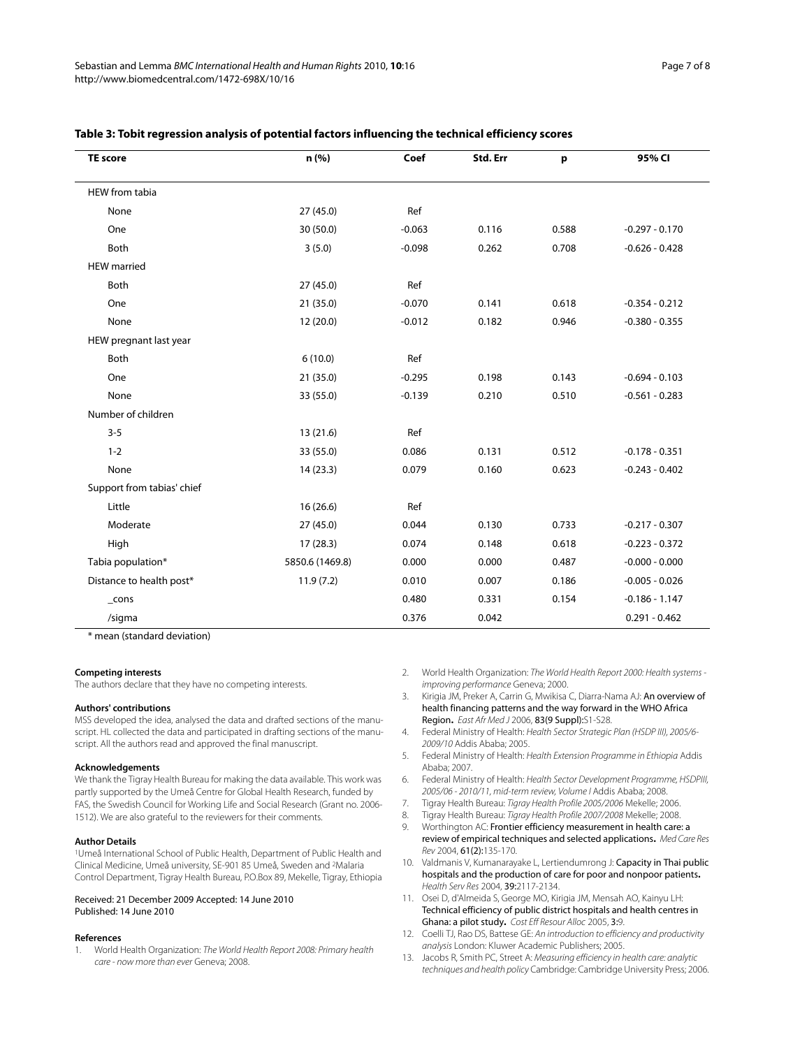**Table 3: Tobit regression analysis of potential factors influencing the technical efficiency scores**

| TE score | n (%) | Coef | Std. Err | p | 95% CI |
|---|---|---|---|---|---|
| HEW from tabia | | | | | |
| None | 27 (45.0) | Ref | | | |
| One | 30 (50.0) | -0.063 | 0.116 | 0.588 | -0.297 - 0.170 |
| Both | 3 (5.0) | -0.098 | 0.262 | 0.708 | -0.626 - 0.428 |
| HEW married | | | | | |
| Both | 27 (45.0) | Ref | | | |
| One | 21 (35.0) | -0.070 | 0.141 | 0.618 | -0.354 - 0.212 |
| None | 12 (20.0) | -0.012 | 0.182 | 0.946 | -0.380 - 0.355 |
| HEW pregnant last year | | | | | |
| Both | 6 (10.0) | Ref | | | |
| One | 21 (35.0) | -0.295 | 0.198 | 0.143 | -0.694 - 0.103 |
| None | 33 (55.0) | -0.139 | 0.210 | 0.510 | -0.561 - 0.283 |
| Number of children | | | | | |
| 3-5 | 13 (21.6) | Ref | | | |
| 1-2 | 33 (55.0) | 0.086 | 0.131 | 0.512 | -0.178 - 0.351 |
| None | 14 (23.3) | 0.079 | 0.160 | 0.623 | -0.243 - 0.402 |
| Support from tabias' chief | | | | | |
| Little | 16 (26.6) | Ref | | | |
| Moderate | 27 (45.0) | 0.044 | 0.130 | 0.733 | -0.217 - 0.307 |
| High | 17 (28.3) | 0.074 | 0.148 | 0.618 | -0.223 - 0.372 |
| Tabia population* | 5850.6 (1469.8) | 0.000 | 0.000 | 0.487 | -0.000 - 0.000 |
| Distance to health post* | 11.9 (7.2) | 0.010 | 0.007 | 0.186 | -0.005 - 0.026 |
| _cons | | 0.480 | 0.331 | 0.154 | -0.186 - 1.147 |
| /sigma | | 0.376 | 0.042 | | 0.291 - 0.462 |

\* mean (standard deviation)

#### Competing interests

The authors declare that they have no competing interests.

#### Authors' contributions

MSS developed the idea, analysed the data and drafted sections of the manuscript. HL collected the data and participated in drafting sections of the manuscript. All the authors read and approved the final manuscript.

#### Acknowledgements

We thank the Tigray Health Bureau for making the data available. This work was partly supported by the Umeå Centre for Global Health Research, funded by FAS, the Swedish Council for Working Life and Social Research (Grant no. 2006-1512). We are also grateful to the reviewers for their comments.

#### Author Details

[1]Umeå International School of Public Health, Department of Public Health and Clinical Medicine, Umeå university, SE-901 85 Umeå, Sweden and [2]Malaria Control Department, Tigray Health Bureau, P.O.Box 89, Mekelle, Tigray, Ethiopia

Received: 21 December 2009 Accepted: 14 June 2010
Published: 14 June 2010

#### References

1. World Health Organization: *The World Health Report 2008: Primary health care - now more than ever* Geneva; 2008.
2. World Health Organization: *The World Health Report 2000: Health systems - improving performance* Geneva; 2000.
3. Kirigia JM, Preker A, Carrin G, Mwikisa C, Diarra-Nama AJ: **An overview of health financing patterns and the way forward in the WHO Africa Region.** *East Afr Med J* 2006, **83(9 Suppl)**:S1-S28.
4. Federal Ministry of Health: *Health Sector Strategic Plan (HSDP III), 2005/6-2009/10* Addis Ababa; 2005.
5. Federal Ministry of Health: *Health Extension Programme in Ethiopia* Addis Ababa; 2007.
6. Federal Ministry of Health: *Health Sector Development Programme, HSDPIII, 2005/06 - 2010/11, mid-term review, Volume I* Addis Ababa; 2008.
7. Tigray Health Bureau: *Tigray Health Profile 2005/2006* Mekelle; 2006.
8. Tigray Health Bureau: *Tigray Health Profile 2007/2008* Mekelle; 2008.
9. Worthington AC: **Frontier efficiency measurement in health care: a review of empirical techniques and selected applications.** *Med Care Res Rev* 2004, **61(2)**:135-170.
10. Valdmanis V, Kumanarayake L, Lertiendumrong J: **Capacity in Thai public hospitals and the production of care for poor and nonpoor patients.** *Health Serv Res* 2004, **39**:2117-2134.
11. Osei D, d'Almeida S, George MO, Kirigia JM, Mensah AO, Kainyu LH: **Technical efficiency of public district hospitals and health centres in Ghana: a pilot study.** *Cost Eff Resour Alloc* 2005, **3**:9.
12. Coelli TJ, Rao DS, Battese GE: *An introduction to efficiency and productivity analysis* London: Kluwer Academic Publishers; 2005.
13. Jacobs R, Smith PC, Street A: *Measuring efficiency in health care: analytic techniques and health policy* Cambridge: Cambridge University Press; 2006.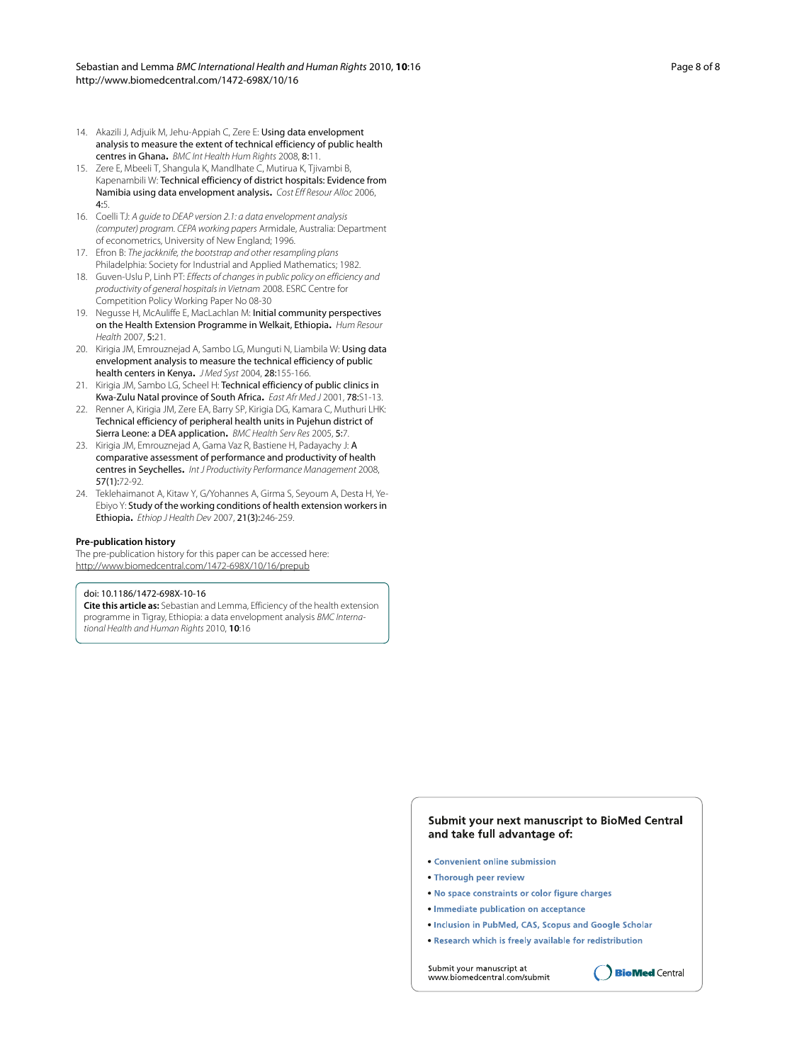14. Akazili J, Adjuik M, Jehu-Appiah C, Zere E: **Using data envelopment analysis to measure the extent of technical efficiency of public health centres in Ghana.** *BMC Int Health Hum Rights* 2008, **8**:11.
15. Zere E, Mbeeli T, Shangula K, Mandlhate C, Mutirua K, Tjivambi B, Kapenambili W: **Technical efficiency of district hospitals: Evidence from Namibia using data envelopment analysis.** *Cost Eff Resour Alloc* 2006, **4**:5.
16. Coelli TJ: *A guide to DEAP version 2.1: a data envelopment analysis (computer) program. CEPA working papers* Armidale, Australia: Department of econometrics, University of New England; 1996.
17. Efron B: *The jackknife, the bootstrap and other resampling plans* Philadelphia: Society for Industrial and Applied Mathematics; 1982.
18. Guven-Uslu P, Linh PT: *Effects of changes in public policy on efficiency and productivity of general hospitals in Vietnam* 2008. ESRC Centre for Competition Policy Working Paper No 08-30
19. Negusse H, McAuliffe E, MacLachlan M: **Initial community perspectives on the Health Extension Programme in Welkait, Ethiopia.** *Hum Resour Health* 2007, **5**:21.
20. Kirigia JM, Emrouznejad A, Sambo LG, Munguti N, Liambila W: **Using data envelopment analysis to measure the technical efficiency of public health centers in Kenya.** *J Med Syst* 2004, **28**:155-166.
21. Kirigia JM, Sambo LG, Scheel H: **Technical efficiency of public clinics in Kwa-Zulu Natal province of South Africa.** *East Afr Med J* 2001, **78**:S1-13.
22. Renner A, Kirigia JM, Zere EA, Barry SP, Kirigia DG, Kamara C, Muthuri LHK: **Technical efficiency of peripheral health units in Pujehun district of Sierra Leone: a DEA application.** *BMC Health Serv Res* 2005, **5**:7.
23. Kirigia JM, Emrouznejad A, Gama Vaz R, Bastiene H, Padayachy J: **A comparative assessment of performance and productivity of health centres in Seychelles.** *Int J Productivity Performance Management* 2008, **57(1)**:72-92.
24. Teklehaimanot A, Kitaw Y, G/Yohannes A, Girma S, Seyoum A, Desta H, Ye-Ebiyo Y: **Study of the working conditions of health extension workers in Ethiopia.** *Ethiop J Health Dev* 2007, **21(3)**:246-259.

### Pre-publication history

The pre-publication history for this paper can be accessed here:
http://www.biomedcentral.com/1472-698X/10/16/prepub

doi: 10.1186/1472-698X-10-16
**Cite this article as:** Sebastian and Lemma, Efficiency of the health extension programme in Tigray, Ethiopia: a data envelopment analysis *BMC International Health and Human Rights* 2010, **10**:16